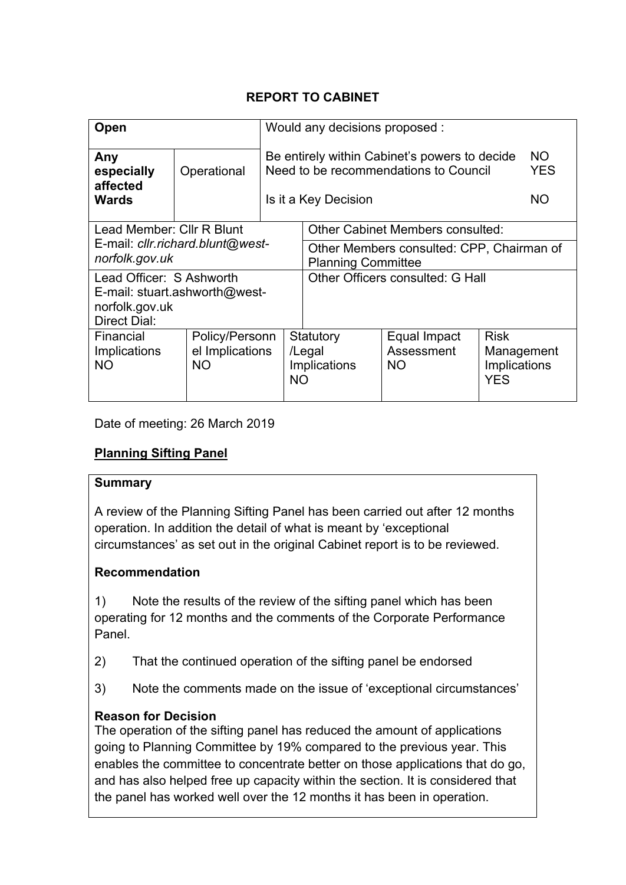## REPORT TO CABINET

| **Open** | | Would any decisions proposed : | | | |
|---|---|---|---|---|---|
| **Any especially affected Wards** | Operational | Be entirely within Cabinet's powers to decide<br>Need to be recommendations to Council<br><br>Is it a Key Decision | | | NO<br>YES<br><br>NO |
| Lead Member: Cllr R Blunt<br>E-mail: *cllr.richard.blunt@west-norfolk.gov.uk* | | Other Cabinet Members consulted:<br><br>Other Members consulted: CPP, Chairman of Planning Committee | | | |
| Lead Officer: S Ashworth<br>E-mail: stuart.ashworth@west-norfolk.gov.uk<br>Direct Dial: | | Other Officers consulted: G Hall | | | |
| Financial Implications<br>NO | Policy/Personnel Implications<br>NO | Statutory /Legal Implications<br>NO | Equal Impact Assessment<br>NO | Risk Management Implications<br>YES | |

Date of meeting: 26 March 2019

**<u>Planning Sifting Panel</u>**

**Summary**

A review of the Planning Sifting Panel has been carried out after 12 months operation. In addition the detail of what is meant by 'exceptional circumstances' as set out in the original Cabinet report is to be reviewed.

**Recommendation**

1) Note the results of the review of the sifting panel which has been operating for 12 months and the comments of the Corporate Performance Panel.

2) That the continued operation of the sifting panel be endorsed

3) Note the comments made on the issue of 'exceptional circumstances'

**Reason for Decision**

The operation of the sifting panel has reduced the amount of applications going to Planning Committee by 19% compared to the previous year. This enables the committee to concentrate better on those applications that do go, and has also helped free up capacity within the section. It is considered that the panel has worked well over the 12 months it has been in operation.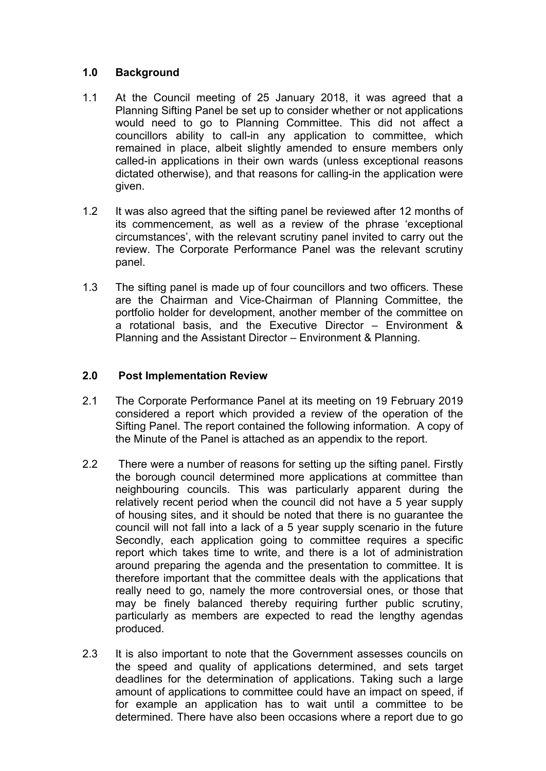## 1.0 Background

1.1 At the Council meeting of 25 January 2018, it was agreed that a Planning Sifting Panel be set up to consider whether or not applications would need to go to Planning Committee. This did not affect a councillors ability to call-in any application to committee, which remained in place, albeit slightly amended to ensure members only called-in applications in their own wards (unless exceptional reasons dictated otherwise), and that reasons for calling-in the application were given.

1.2 It was also agreed that the sifting panel be reviewed after 12 months of its commencement, as well as a review of the phrase 'exceptional circumstances', with the relevant scrutiny panel invited to carry out the review. The Corporate Performance Panel was the relevant scrutiny panel.

1.3 The sifting panel is made up of four councillors and two officers. These are the Chairman and Vice-Chairman of Planning Committee, the portfolio holder for development, another member of the committee on a rotational basis, and the Executive Director – Environment & Planning and the Assistant Director – Environment & Planning.

## 2.0 Post Implementation Review

2.1 The Corporate Performance Panel at its meeting on 19 February 2019 considered a report which provided a review of the operation of the Sifting Panel. The report contained the following information. A copy of the Minute of the Panel is attached as an appendix to the report.

2.2 There were a number of reasons for setting up the sifting panel. Firstly the borough council determined more applications at committee than neighbouring councils. This was particularly apparent during the relatively recent period when the council did not have a 5 year supply of housing sites, and it should be noted that there is no guarantee the council will not fall into a lack of a 5 year supply scenario in the future Secondly, each application going to committee requires a specific report which takes time to write, and there is a lot of administration around preparing the agenda and the presentation to committee. It is therefore important that the committee deals with the applications that really need to go, namely the more controversial ones, or those that may be finely balanced thereby requiring further public scrutiny, particularly as members are expected to read the lengthy agendas produced.

2.3 It is also important to note that the Government assesses councils on the speed and quality of applications determined, and sets target deadlines for the determination of applications. Taking such a large amount of applications to committee could have an impact on speed, if for example an application has to wait until a committee to be determined. There have also been occasions where a report due to go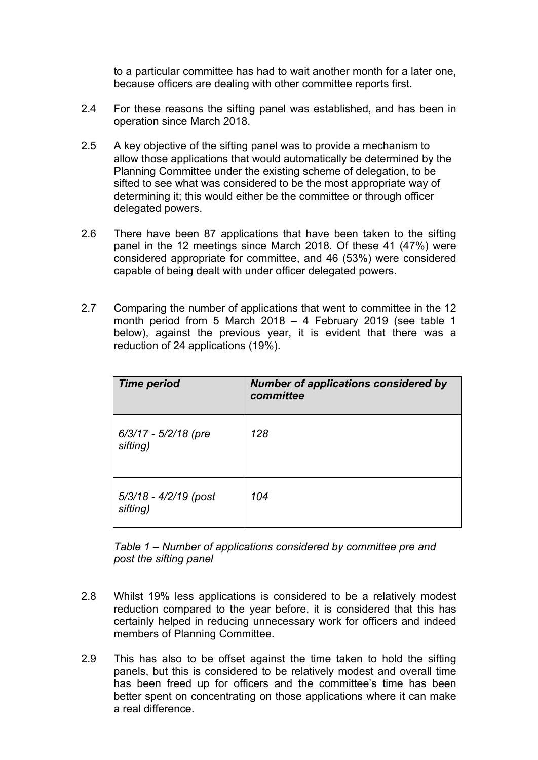to a particular committee has had to wait another month for a later one, because officers are dealing with other committee reports first.

2.4 For these reasons the sifting panel was established, and has been in operation since March 2018.

2.5 A key objective of the sifting panel was to provide a mechanism to allow those applications that would automatically be determined by the Planning Committee under the existing scheme of delegation, to be sifted to see what was considered to be the most appropriate way of determining it; this would either be the committee or through officer delegated powers.

2.6 There have been 87 applications that have been taken to the sifting panel in the 12 meetings since March 2018. Of these 41 (47%) were considered appropriate for committee, and 46 (53%) were considered capable of being dealt with under officer delegated powers.

2.7 Comparing the number of applications that went to committee in the 12 month period from 5 March 2018 – 4 February 2019 (see table 1 below), against the previous year, it is evident that there was a reduction of 24 applications (19%).

| ***Time period*** | ***Number of applications considered by committee*** |
|---|---|
| *6/3/17 - 5/2/18 (pre sifting)* | *128* |
| *5/3/18 - 4/2/19 (post sifting)* | *104* |

*Table 1 – Number of applications considered by committee pre and post the sifting panel*

2.8 Whilst 19% less applications is considered to be a relatively modest reduction compared to the year before, it is considered that this has certainly helped in reducing unnecessary work for officers and indeed members of Planning Committee.

2.9 This has also to be offset against the time taken to hold the sifting panels, but this is considered to be relatively modest and overall time has been freed up for officers and the committee's time has been better spent on concentrating on those applications where it can make a real difference.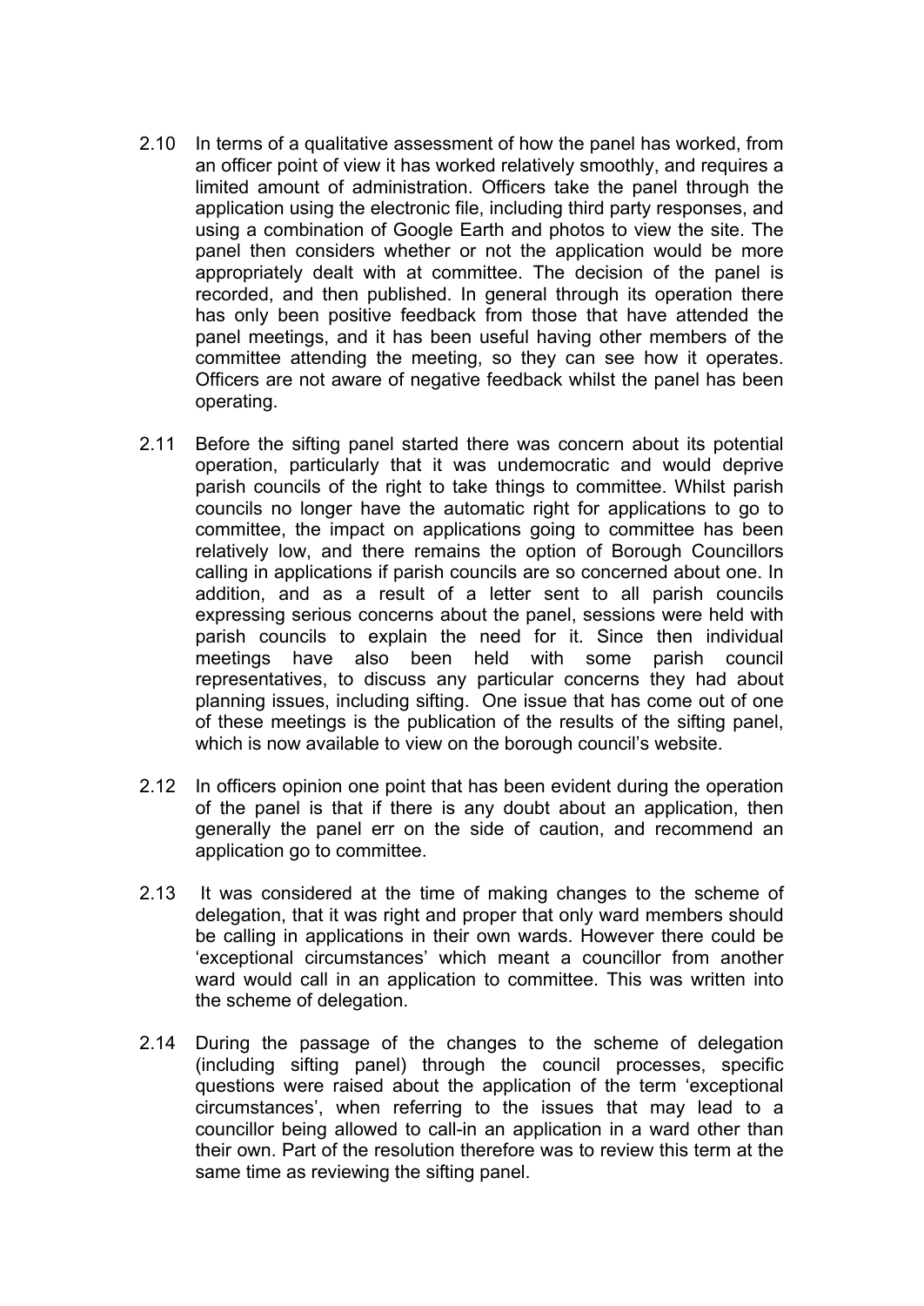2.10 In terms of a qualitative assessment of how the panel has worked, from an officer point of view it has worked relatively smoothly, and requires a limited amount of administration. Officers take the panel through the application using the electronic file, including third party responses, and using a combination of Google Earth and photos to view the site. The panel then considers whether or not the application would be more appropriately dealt with at committee. The decision of the panel is recorded, and then published. In general through its operation there has only been positive feedback from those that have attended the panel meetings, and it has been useful having other members of the committee attending the meeting, so they can see how it operates. Officers are not aware of negative feedback whilst the panel has been operating.

2.11 Before the sifting panel started there was concern about its potential operation, particularly that it was undemocratic and would deprive parish councils of the right to take things to committee. Whilst parish councils no longer have the automatic right for applications to go to committee, the impact on applications going to committee has been relatively low, and there remains the option of Borough Councillors calling in applications if parish councils are so concerned about one. In addition, and as a result of a letter sent to all parish councils expressing serious concerns about the panel, sessions were held with parish councils to explain the need for it. Since then individual meetings have also been held with some parish council representatives, to discuss any particular concerns they had about planning issues, including sifting. One issue that has come out of one of these meetings is the publication of the results of the sifting panel, which is now available to view on the borough council's website.

2.12 In officers opinion one point that has been evident during the operation of the panel is that if there is any doubt about an application, then generally the panel err on the side of caution, and recommend an application go to committee.

2.13 It was considered at the time of making changes to the scheme of delegation, that it was right and proper that only ward members should be calling in applications in their own wards. However there could be 'exceptional circumstances' which meant a councillor from another ward would call in an application to committee. This was written into the scheme of delegation.

2.14 During the passage of the changes to the scheme of delegation (including sifting panel) through the council processes, specific questions were raised about the application of the term 'exceptional circumstances', when referring to the issues that may lead to a councillor being allowed to call-in an application in a ward other than their own. Part of the resolution therefore was to review this term at the same time as reviewing the sifting panel.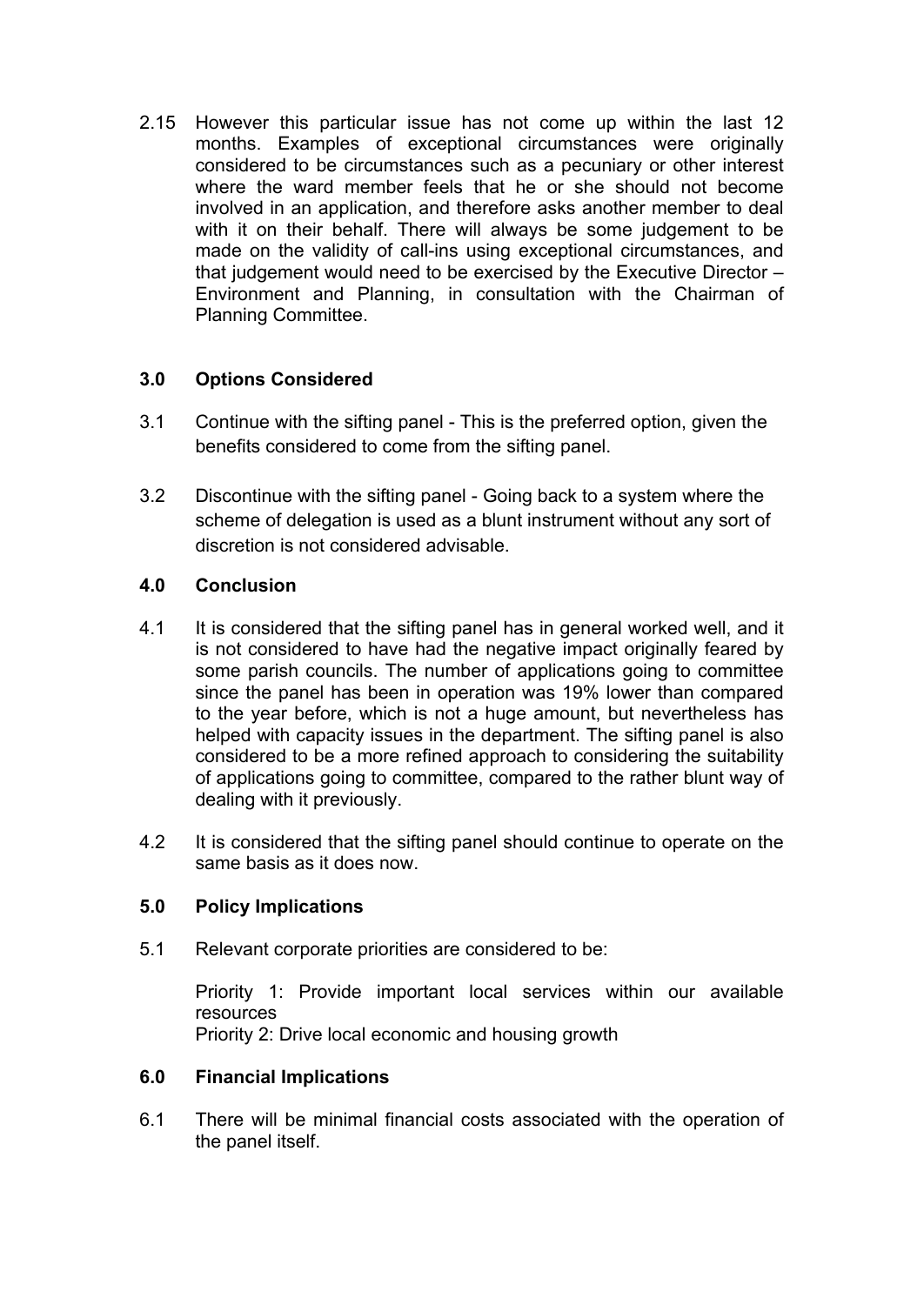2.15 However this particular issue has not come up within the last 12 months. Examples of exceptional circumstances were originally considered to be circumstances such as a pecuniary or other interest where the ward member feels that he or she should not become involved in an application, and therefore asks another member to deal with it on their behalf. There will always be some judgement to be made on the validity of call-ins using exceptional circumstances, and that judgement would need to be exercised by the Executive Director – Environment and Planning, in consultation with the Chairman of Planning Committee.

## 3.0 Options Considered

3.1 Continue with the sifting panel - This is the preferred option, given the benefits considered to come from the sifting panel.

3.2 Discontinue with the sifting panel - Going back to a system where the scheme of delegation is used as a blunt instrument without any sort of discretion is not considered advisable.

## 4.0 Conclusion

4.1 It is considered that the sifting panel has in general worked well, and it is not considered to have had the negative impact originally feared by some parish councils. The number of applications going to committee since the panel has been in operation was 19% lower than compared to the year before, which is not a huge amount, but nevertheless has helped with capacity issues in the department. The sifting panel is also considered to be a more refined approach to considering the suitability of applications going to committee, compared to the rather blunt way of dealing with it previously.

4.2 It is considered that the sifting panel should continue to operate on the same basis as it does now.

## 5.0 Policy Implications

5.1 Relevant corporate priorities are considered to be:

Priority 1: Provide important local services within our available resources
Priority 2: Drive local economic and housing growth

## 6.0 Financial Implications

6.1 There will be minimal financial costs associated with the operation of the panel itself.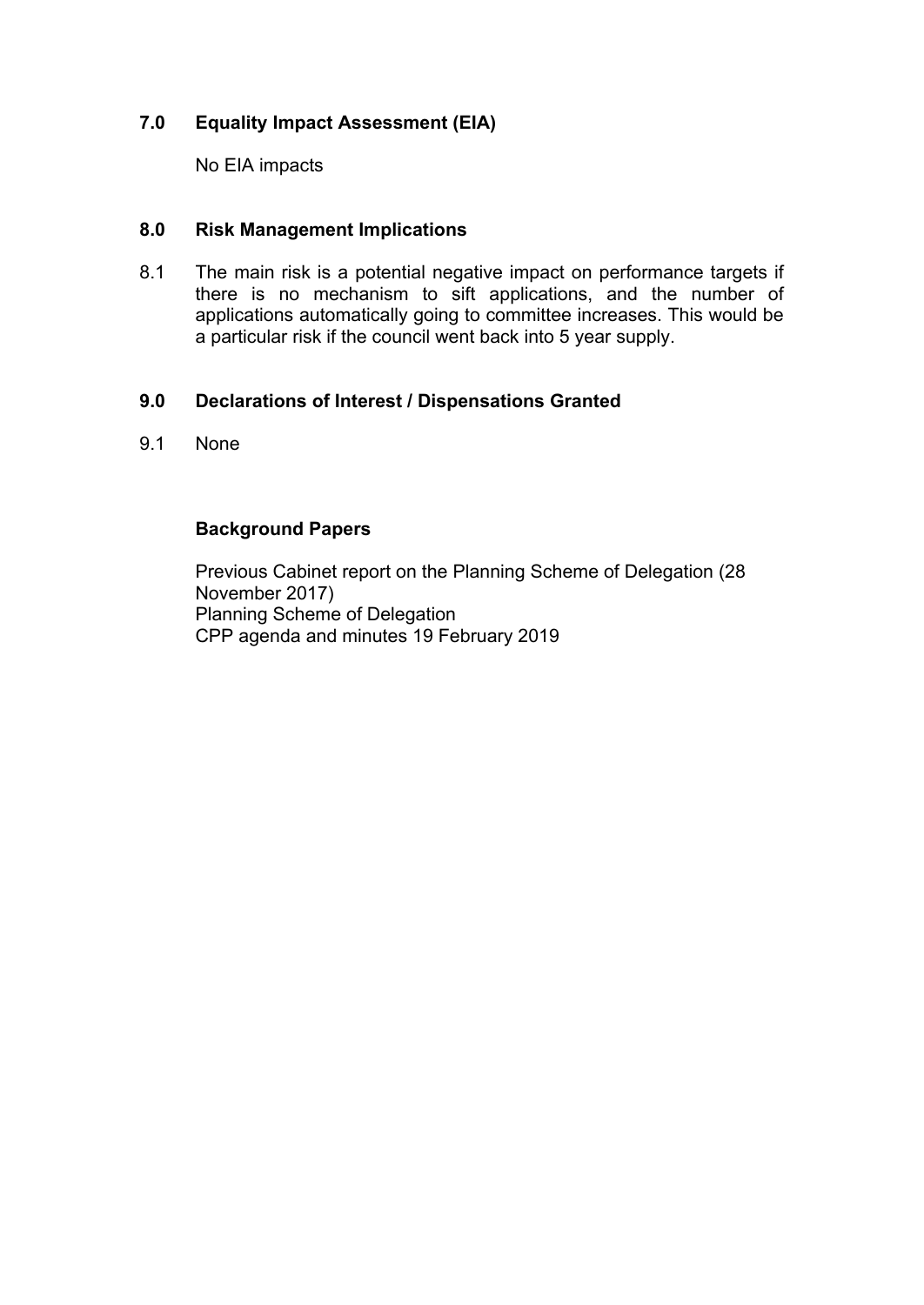## 7.0 Equality Impact Assessment (EIA)

No EIA impacts

## 8.0 Risk Management Implications

8.1 The main risk is a potential negative impact on performance targets if there is no mechanism to sift applications, and the number of applications automatically going to committee increases. This would be a particular risk if the council went back into 5 year supply.

## 9.0 Declarations of Interest / Dispensations Granted

9.1 None

### Background Papers

Previous Cabinet report on the Planning Scheme of Delegation (28 November 2017)
Planning Scheme of Delegation
CPP agenda and minutes 19 February 2019